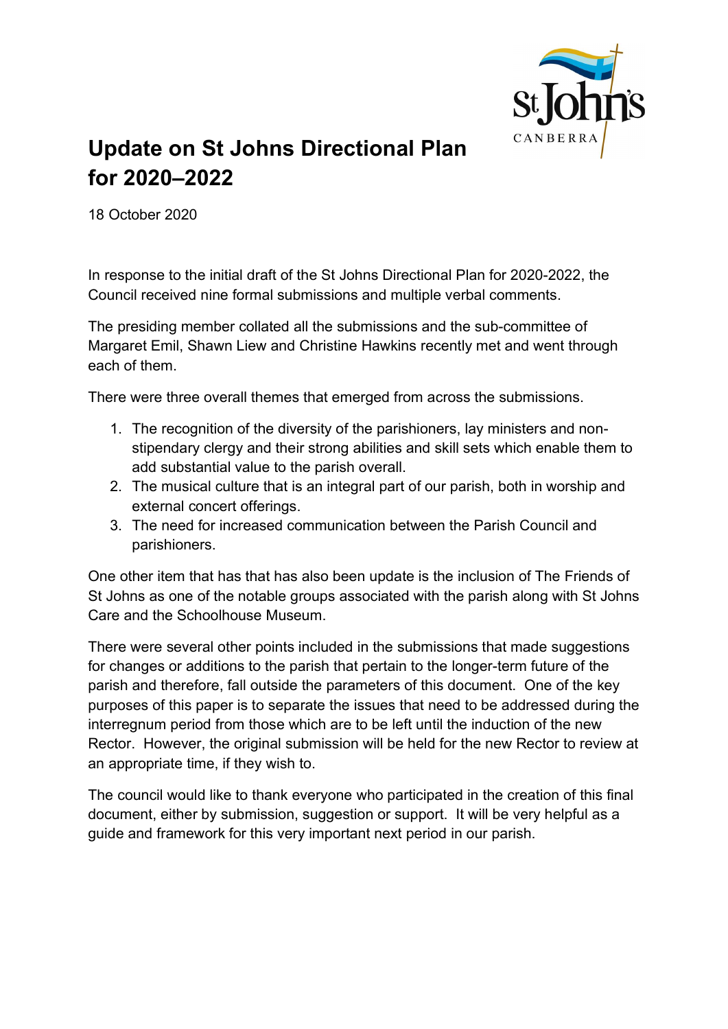# Update on St Johns Directional Plan for 2020–2022

18 October 2020

In response to the initial draft of the St Johns Directional Plan for 2020-2022, the Council received nine formal submissions and multiple verbal comments.

The presiding member collated all the submissions and the sub-committee of Margaret Emil, Shawn Liew and Christine Hawkins recently met and went through each of them.

There were three overall themes that emerged from across the submissions.

1. The recognition of the diversity of the parishioners, lay ministers and non-stipendary clergy and their strong abilities and skill sets which enable them to add substantial value to the parish overall.
2. The musical culture that is an integral part of our parish, both in worship and external concert offerings.
3. The need for increased communication between the Parish Council and parishioners.

One other item that has that has also been update is the inclusion of The Friends of St Johns as one of the notable groups associated with the parish along with St Johns Care and the Schoolhouse Museum.

There were several other points included in the submissions that made suggestions for changes or additions to the parish that pertain to the longer-term future of the parish and therefore, fall outside the parameters of this document. One of the key purposes of this paper is to separate the issues that need to be addressed during the interregnum period from those which are to be left until the induction of the new Rector. However, the original submission will be held for the new Rector to review at an appropriate time, if they wish to.

The council would like to thank everyone who participated in the creation of this final document, either by submission, suggestion or support. It will be very helpful as a guide and framework for this very important next period in our parish.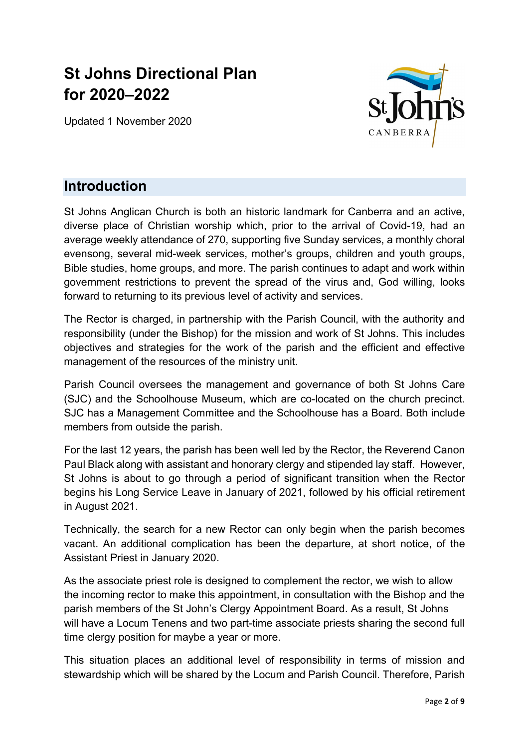# St Johns Directional Plan for 2020–2022

Updated 1 November 2020

## Introduction

St Johns Anglican Church is both an historic landmark for Canberra and an active, diverse place of Christian worship which, prior to the arrival of Covid-19, had an average weekly attendance of 270, supporting five Sunday services, a monthly choral evensong, several mid-week services, mother's groups, children and youth groups, Bible studies, home groups, and more. The parish continues to adapt and work within government restrictions to prevent the spread of the virus and, God willing, looks forward to returning to its previous level of activity and services.

The Rector is charged, in partnership with the Parish Council, with the authority and responsibility (under the Bishop) for the mission and work of St Johns. This includes objectives and strategies for the work of the parish and the efficient and effective management of the resources of the ministry unit.

Parish Council oversees the management and governance of both St Johns Care (SJC) and the Schoolhouse Museum, which are co-located on the church precinct. SJC has a Management Committee and the Schoolhouse has a Board. Both include members from outside the parish.

For the last 12 years, the parish has been well led by the Rector, the Reverend Canon Paul Black along with assistant and honorary clergy and stipended lay staff. However, St Johns is about to go through a period of significant transition when the Rector begins his Long Service Leave in January of 2021, followed by his official retirement in August 2021.

Technically, the search for a new Rector can only begin when the parish becomes vacant. An additional complication has been the departure, at short notice, of the Assistant Priest in January 2020.

As the associate priest role is designed to complement the rector, we wish to allow the incoming rector to make this appointment, in consultation with the Bishop and the parish members of the St John's Clergy Appointment Board. As a result, St Johns will have a Locum Tenens and two part-time associate priests sharing the second full time clergy position for maybe a year or more.

This situation places an additional level of responsibility in terms of mission and stewardship which will be shared by the Locum and Parish Council. Therefore, Parish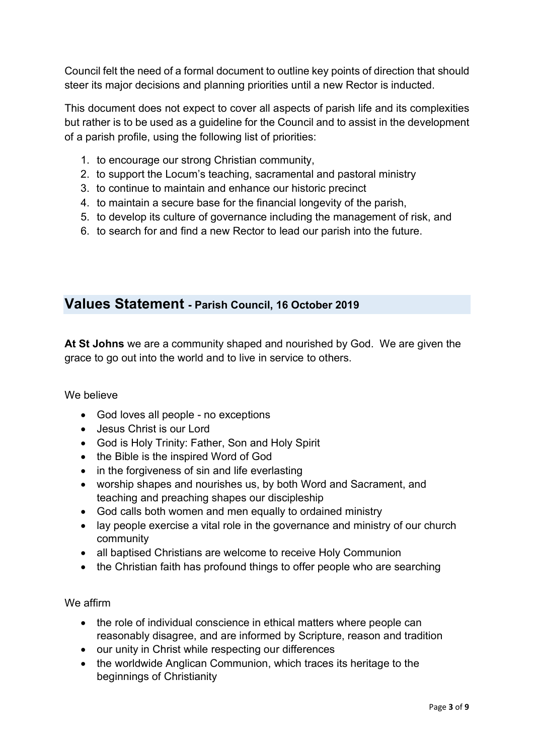Council felt the need of a formal document to outline key points of direction that should steer its major decisions and planning priorities until a new Rector is inducted.

This document does not expect to cover all aspects of parish life and its complexities but rather is to be used as a guideline for the Council and to assist in the development of a parish profile, using the following list of priorities:

1. to encourage our strong Christian community,
2. to support the Locum's teaching, sacramental and pastoral ministry
3. to continue to maintain and enhance our historic precinct
4. to maintain a secure base for the financial longevity of the parish,
5. to develop its culture of governance including the management of risk, and
6. to search for and find a new Rector to lead our parish into the future.

## Values Statement - Parish Council, 16 October 2019

**At St Johns** we are a community shaped and nourished by God. We are given the grace to go out into the world and to live in service to others.

We believe

- God loves all people - no exceptions
- Jesus Christ is our Lord
- God is Holy Trinity: Father, Son and Holy Spirit
- the Bible is the inspired Word of God
- in the forgiveness of sin and life everlasting
- worship shapes and nourishes us, by both Word and Sacrament, and teaching and preaching shapes our discipleship
- God calls both women and men equally to ordained ministry
- lay people exercise a vital role in the governance and ministry of our church community
- all baptised Christians are welcome to receive Holy Communion
- the Christian faith has profound things to offer people who are searching

We affirm

- the role of individual conscience in ethical matters where people can reasonably disagree, and are informed by Scripture, reason and tradition
- our unity in Christ while respecting our differences
- the worldwide Anglican Communion, which traces its heritage to the beginnings of Christianity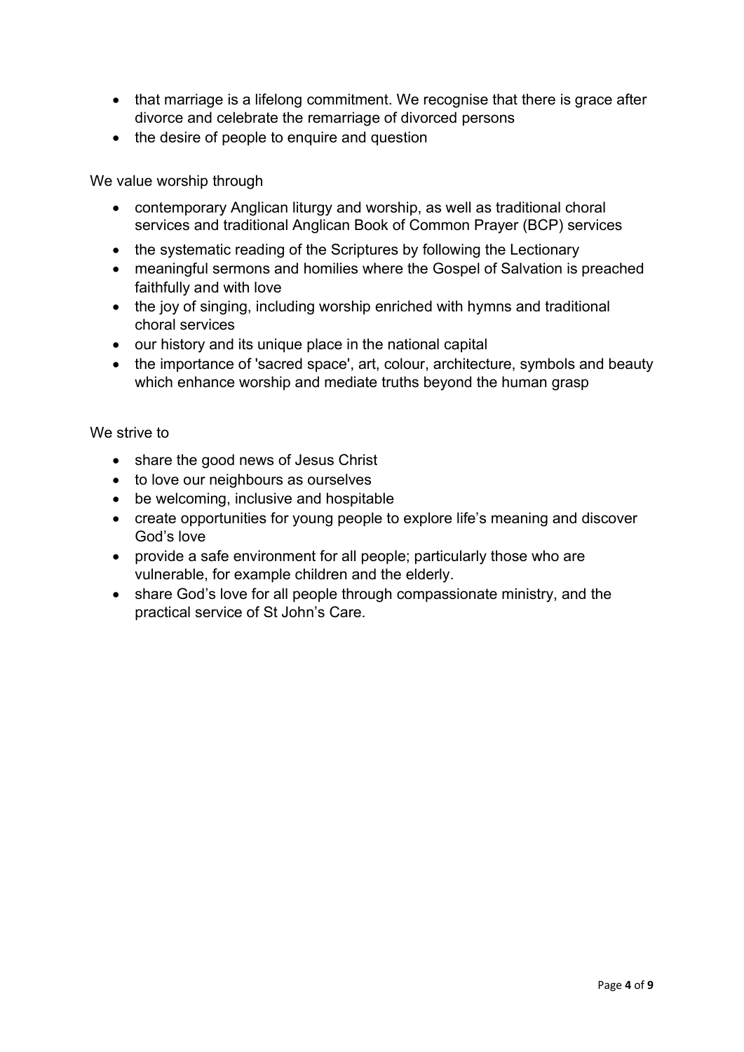- that marriage is a lifelong commitment. We recognise that there is grace after divorce and celebrate the remarriage of divorced persons
- the desire of people to enquire and question

We value worship through

- contemporary Anglican liturgy and worship, as well as traditional choral services and traditional Anglican Book of Common Prayer (BCP) services
- the systematic reading of the Scriptures by following the Lectionary
- meaningful sermons and homilies where the Gospel of Salvation is preached faithfully and with love
- the joy of singing, including worship enriched with hymns and traditional choral services
- our history and its unique place in the national capital
- the importance of 'sacred space', art, colour, architecture, symbols and beauty which enhance worship and mediate truths beyond the human grasp

We strive to

- share the good news of Jesus Christ
- to love our neighbours as ourselves
- be welcoming, inclusive and hospitable
- create opportunities for young people to explore life's meaning and discover God's love
- provide a safe environment for all people; particularly those who are vulnerable, for example children and the elderly.
- share God's love for all people through compassionate ministry, and the practical service of St John's Care.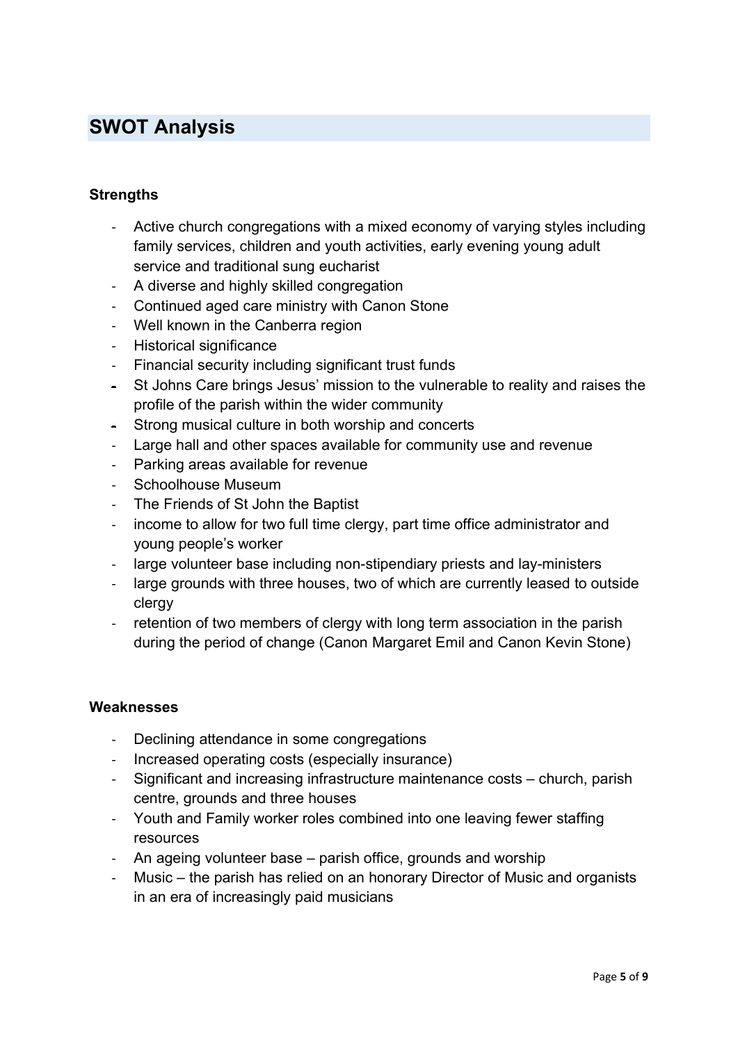## SWOT Analysis

### Strengths

- Active church congregations with a mixed economy of varying styles including family services, children and youth activities, early evening young adult service and traditional sung eucharist
- A diverse and highly skilled congregation
- Continued aged care ministry with Canon Stone
- Well known in the Canberra region
- Historical significance
- Financial security including significant trust funds
- St Johns Care brings Jesus' mission to the vulnerable to reality and raises the profile of the parish within the wider community
- Strong musical culture in both worship and concerts
- Large hall and other spaces available for community use and revenue
- Parking areas available for revenue
- Schoolhouse Museum
- The Friends of St John the Baptist
- income to allow for two full time clergy, part time office administrator and young people's worker
- large volunteer base including non-stipendiary priests and lay-ministers
- large grounds with three houses, two of which are currently leased to outside clergy
- retention of two members of clergy with long term association in the parish during the period of change (Canon Margaret Emil and Canon Kevin Stone)

### Weaknesses

- Declining attendance in some congregations
- Increased operating costs (especially insurance)
- Significant and increasing infrastructure maintenance costs – church, parish centre, grounds and three houses
- Youth and Family worker roles combined into one leaving fewer staffing resources
- An ageing volunteer base – parish office, grounds and worship
- Music – the parish has relied on an honorary Director of Music and organists in an era of increasingly paid musicians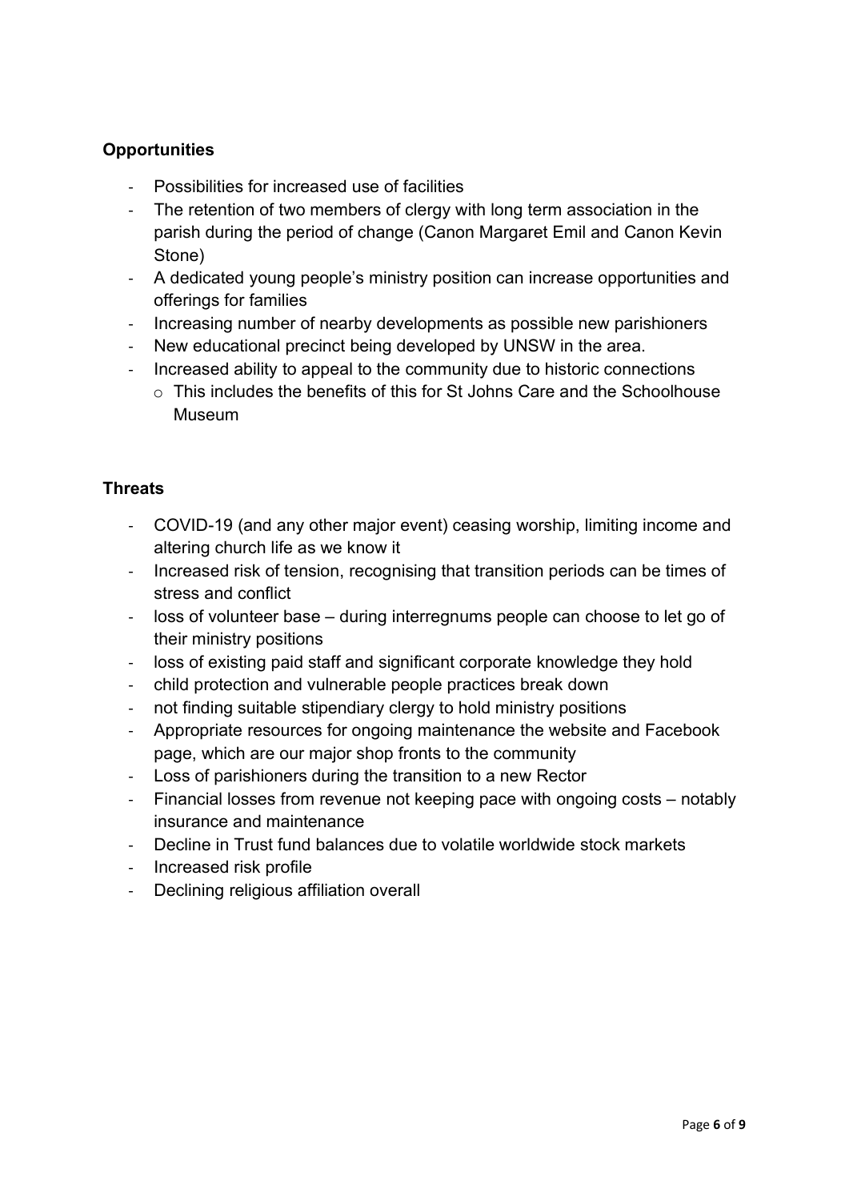**Opportunities**

- Possibilities for increased use of facilities
- The retention of two members of clergy with long term association in the parish during the period of change (Canon Margaret Emil and Canon Kevin Stone)
- A dedicated young people's ministry position can increase opportunities and offerings for families
- Increasing number of nearby developments as possible new parishioners
- New educational precinct being developed by UNSW in the area.
- Increased ability to appeal to the community due to historic connections
  - This includes the benefits of this for St Johns Care and the Schoolhouse Museum

**Threats**

- COVID-19 (and any other major event) ceasing worship, limiting income and altering church life as we know it
- Increased risk of tension, recognising that transition periods can be times of stress and conflict
- loss of volunteer base – during interregnums people can choose to let go of their ministry positions
- loss of existing paid staff and significant corporate knowledge they hold
- child protection and vulnerable people practices break down
- not finding suitable stipendiary clergy to hold ministry positions
- Appropriate resources for ongoing maintenance the website and Facebook page, which are our major shop fronts to the community
- Loss of parishioners during the transition to a new Rector
- Financial losses from revenue not keeping pace with ongoing costs – notably insurance and maintenance
- Decline in Trust fund balances due to volatile worldwide stock markets
- Increased risk profile
- Declining religious affiliation overall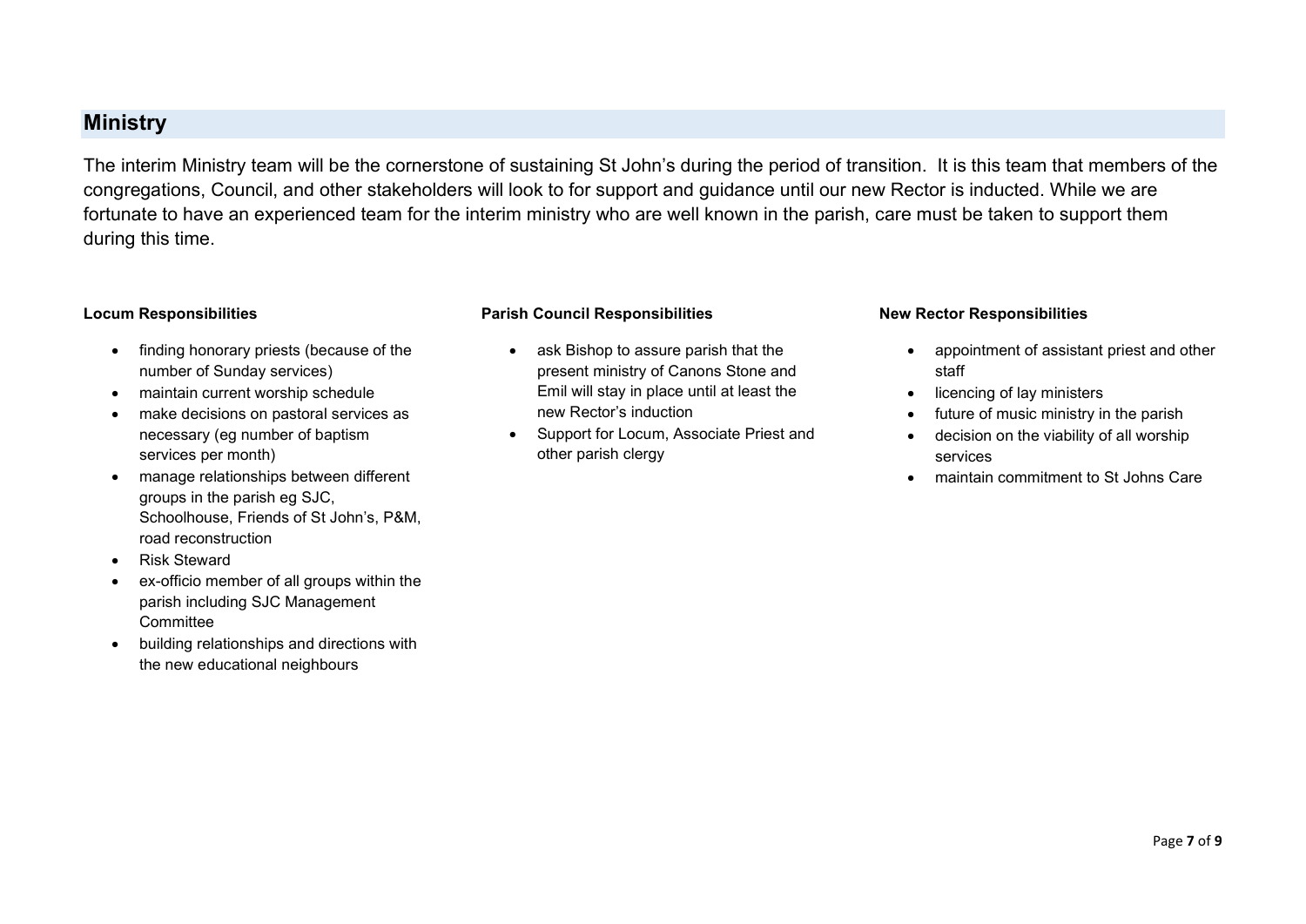## Ministry

The interim Ministry team will be the cornerstone of sustaining St John's during the period of transition. It is this team that members of the congregations, Council, and other stakeholders will look to for support and guidance until our new Rector is inducted. While we are fortunate to have an experienced team for the interim ministry who are well known in the parish, care must be taken to support them during this time.

**Locum Responsibilities**

- finding honorary priests (because of the number of Sunday services)
- maintain current worship schedule
- make decisions on pastoral services as necessary (eg number of baptism services per month)
- manage relationships between different groups in the parish eg SJC, Schoolhouse, Friends of St John's, P&M, road reconstruction
- Risk Steward
- ex-officio member of all groups within the parish including SJC Management Committee
- building relationships and directions with the new educational neighbours

**Parish Council Responsibilities**

- ask Bishop to assure parish that the present ministry of Canons Stone and Emil will stay in place until at least the new Rector's induction
- Support for Locum, Associate Priest and other parish clergy

**New Rector Responsibilities**

- appointment of assistant priest and other staff
- licencing of lay ministers
- future of music ministry in the parish
- decision on the viability of all worship services
- maintain commitment to St Johns Care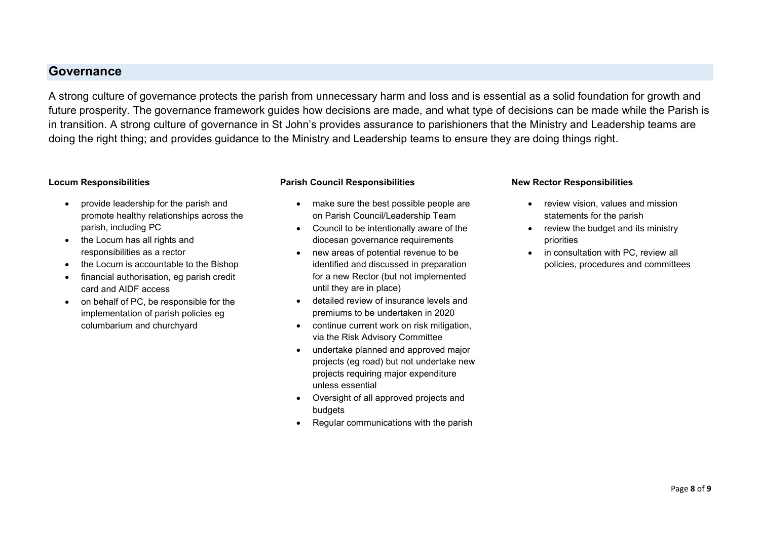## Governance

A strong culture of governance protects the parish from unnecessary harm and loss and is essential as a solid foundation for growth and future prosperity. The governance framework guides how decisions are made, and what type of decisions can be made while the Parish is in transition. A strong culture of governance in St John's provides assurance to parishioners that the Ministry and Leadership teams are doing the right thing; and provides guidance to the Ministry and Leadership teams to ensure they are doing things right.

**Locum Responsibilities**

- provide leadership for the parish and promote healthy relationships across the parish, including PC
- the Locum has all rights and responsibilities as a rector
- the Locum is accountable to the Bishop
- financial authorisation, eg parish credit card and AIDF access
- on behalf of PC, be responsible for the implementation of parish policies eg columbarium and churchyard

**Parish Council Responsibilities**

- make sure the best possible people are on Parish Council/Leadership Team
- Council to be intentionally aware of the diocesan governance requirements
- new areas of potential revenue to be identified and discussed in preparation for a new Rector (but not implemented until they are in place)
- detailed review of insurance levels and premiums to be undertaken in 2020
- continue current work on risk mitigation, via the Risk Advisory Committee
- undertake planned and approved major projects (eg road) but not undertake new projects requiring major expenditure unless essential
- Oversight of all approved projects and budgets
- Regular communications with the parish

**New Rector Responsibilities**

- review vision, values and mission statements for the parish
- review the budget and its ministry priorities
- in consultation with PC, review all policies, procedures and committees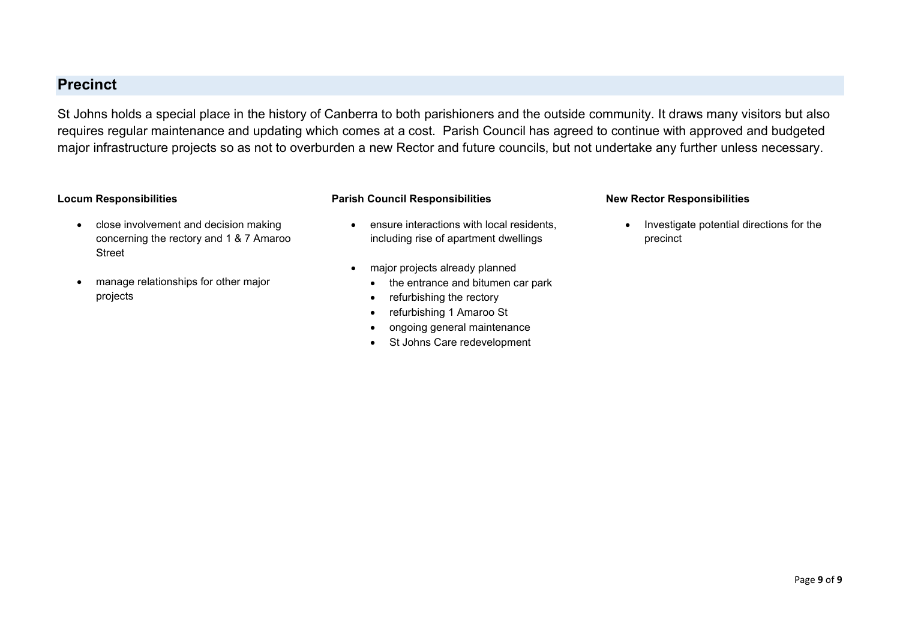## Precinct

St Johns holds a special place in the history of Canberra to both parishioners and the outside community. It draws many visitors but also requires regular maintenance and updating which comes at a cost. Parish Council has agreed to continue with approved and budgeted major infrastructure projects so as not to overburden a new Rector and future councils, but not undertake any further unless necessary.

**Locum Responsibilities**

- close involvement and decision making concerning the rectory and 1 & 7 Amaroo Street
- manage relationships for other major projects

**Parish Council Responsibilities**

- ensure interactions with local residents, including rise of apartment dwellings
- major projects already planned
  - the entrance and bitumen car park
  - refurbishing the rectory
  - refurbishing 1 Amaroo St
  - ongoing general maintenance
  - St Johns Care redevelopment

**New Rector Responsibilities**

- Investigate potential directions for the precinct